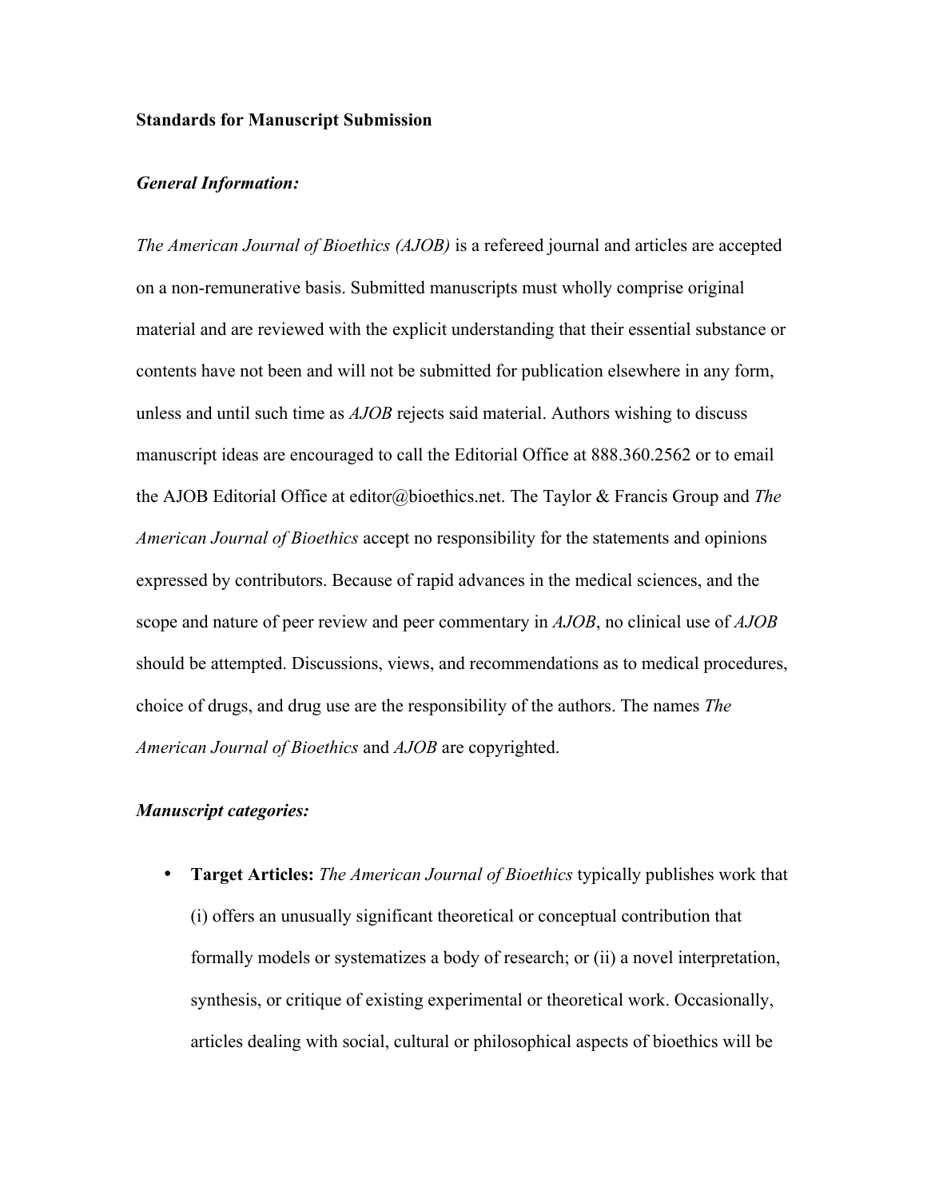**Standards for Manuscript Submission**

***General Information:***

*The American Journal of Bioethics (AJOB)* is a refereed journal and articles are accepted on a non-remunerative basis. Submitted manuscripts must wholly comprise original material and are reviewed with the explicit understanding that their essential substance or contents have not been and will not be submitted for publication elsewhere in any form, unless and until such time as *AJOB* rejects said material. Authors wishing to discuss manuscript ideas are encouraged to call the Editorial Office at 888.360.2562 or to email the AJOB Editorial Office at editor@bioethics.net. The Taylor & Francis Group and *The American Journal of Bioethics* accept no responsibility for the statements and opinions expressed by contributors. Because of rapid advances in the medical sciences, and the scope and nature of peer review and peer commentary in *AJOB*, no clinical use of *AJOB* should be attempted. Discussions, views, and recommendations as to medical procedures, choice of drugs, and drug use are the responsibility of the authors. The names *The American Journal of Bioethics* and *AJOB* are copyrighted.

***Manuscript categories:***

- **Target Articles:** *The American Journal of Bioethics* typically publishes work that (i) offers an unusually significant theoretical or conceptual contribution that formally models or systematizes a body of research; or (ii) a novel interpretation, synthesis, or critique of existing experimental or theoretical work. Occasionally, articles dealing with social, cultural or philosophical aspects of bioethics will be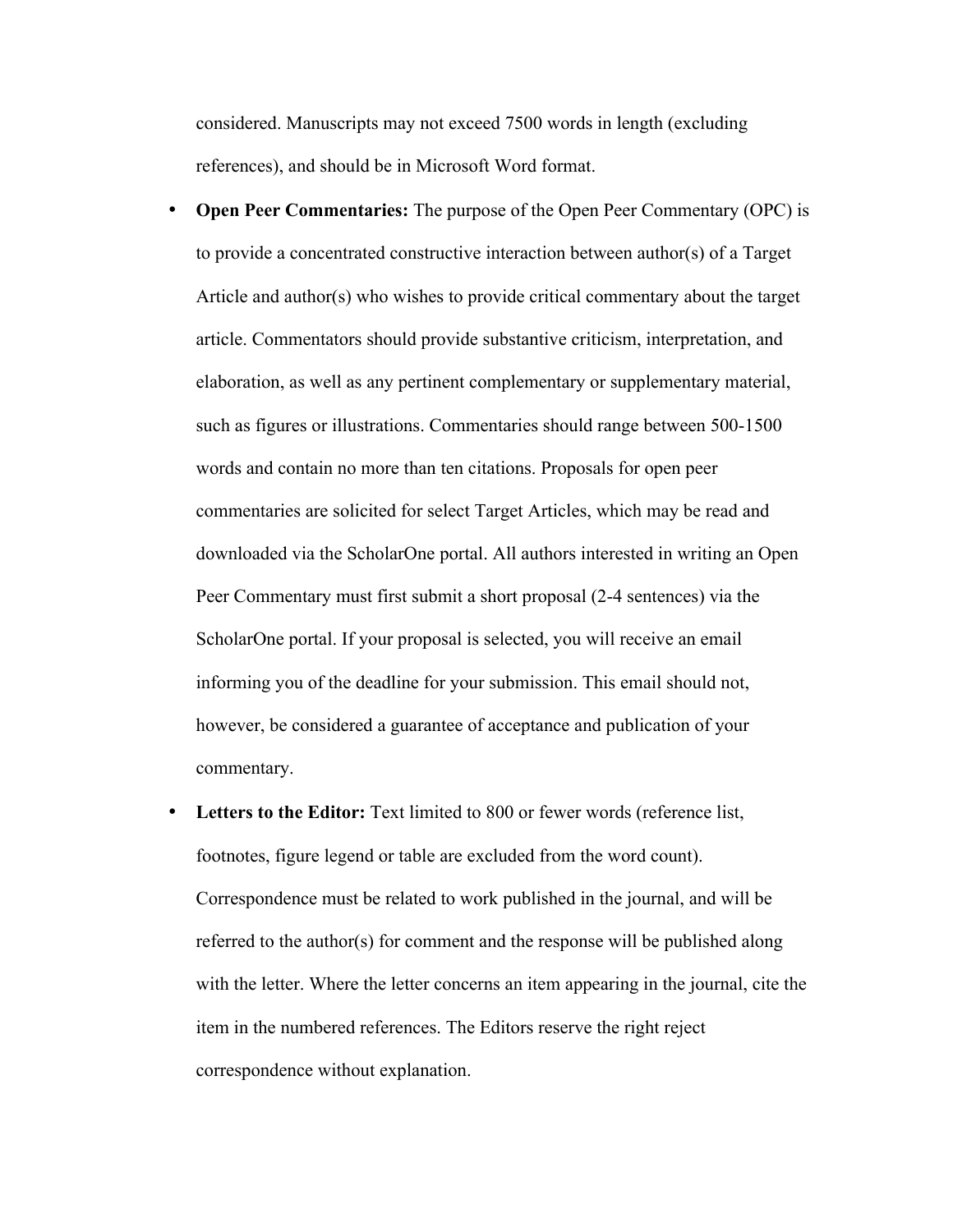considered. Manuscripts may not exceed 7500 words in length (excluding references), and should be in Microsoft Word format.

- **Open Peer Commentaries:** The purpose of the Open Peer Commentary (OPC) is to provide a concentrated constructive interaction between author(s) of a Target Article and author(s) who wishes to provide critical commentary about the target article. Commentators should provide substantive criticism, interpretation, and elaboration, as well as any pertinent complementary or supplementary material, such as figures or illustrations. Commentaries should range between 500-1500 words and contain no more than ten citations. Proposals for open peer commentaries are solicited for select Target Articles, which may be read and downloaded via the ScholarOne portal. All authors interested in writing an Open Peer Commentary must first submit a short proposal (2-4 sentences) via the ScholarOne portal. If your proposal is selected, you will receive an email informing you of the deadline for your submission. This email should not, however, be considered a guarantee of acceptance and publication of your commentary.
- **Letters to the Editor:** Text limited to 800 or fewer words (reference list, footnotes, figure legend or table are excluded from the word count). Correspondence must be related to work published in the journal, and will be referred to the author(s) for comment and the response will be published along with the letter. Where the letter concerns an item appearing in the journal, cite the item in the numbered references. The Editors reserve the right reject correspondence without explanation.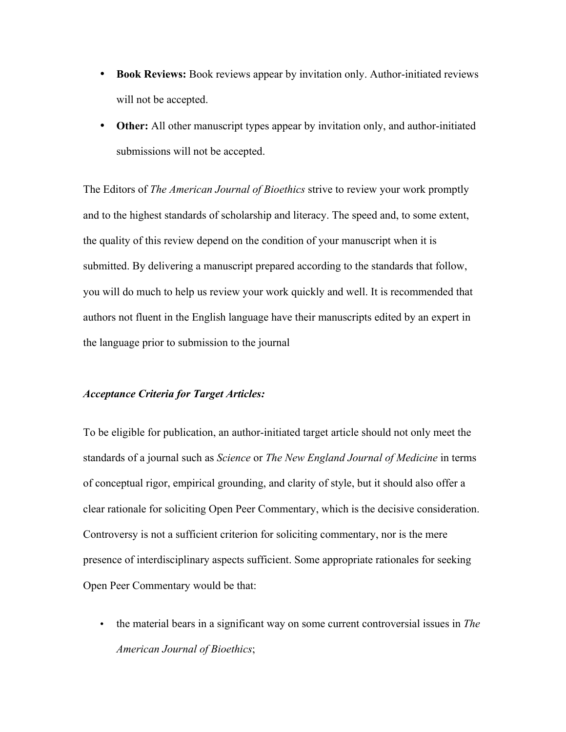- **Book Reviews:** Book reviews appear by invitation only. Author-initiated reviews will not be accepted.
- **Other:** All other manuscript types appear by invitation only, and author-initiated submissions will not be accepted.

The Editors of *The American Journal of Bioethics* strive to review your work promptly and to the highest standards of scholarship and literacy. The speed and, to some extent, the quality of this review depend on the condition of your manuscript when it is submitted. By delivering a manuscript prepared according to the standards that follow, you will do much to help us review your work quickly and well. It is recommended that authors not fluent in the English language have their manuscripts edited by an expert in the language prior to submission to the journal

***Acceptance Criteria for Target Articles:***

To be eligible for publication, an author-initiated target article should not only meet the standards of a journal such as *Science* or *The New England Journal of Medicine* in terms of conceptual rigor, empirical grounding, and clarity of style, but it should also offer a clear rationale for soliciting Open Peer Commentary, which is the decisive consideration. Controversy is not a sufficient criterion for soliciting commentary, nor is the mere presence of interdisciplinary aspects sufficient. Some appropriate rationales for seeking Open Peer Commentary would be that:

- the material bears in a significant way on some current controversial issues in *The American Journal of Bioethics*;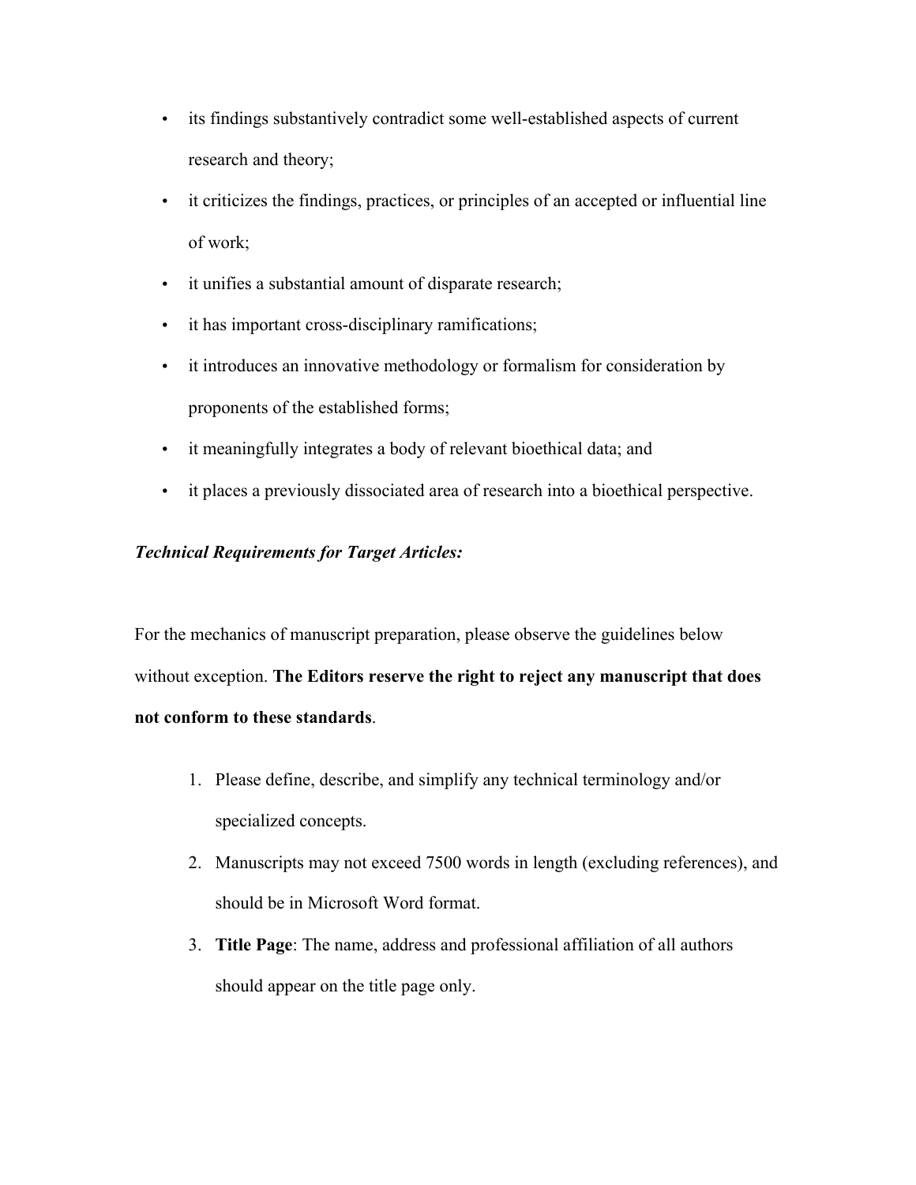- its findings substantively contradict some well-established aspects of current research and theory;
- it criticizes the findings, practices, or principles of an accepted or influential line of work;
- it unifies a substantial amount of disparate research;
- it has important cross-disciplinary ramifications;
- it introduces an innovative methodology or formalism for consideration by proponents of the established forms;
- it meaningfully integrates a body of relevant bioethical data; and
- it places a previously dissociated area of research into a bioethical perspective.

***Technical Requirements for Target Articles:***

For the mechanics of manuscript preparation, please observe the guidelines below without exception. **The Editors reserve the right to reject any manuscript that does not conform to these standards**.

1. Please define, describe, and simplify any technical terminology and/or specialized concepts.
2. Manuscripts may not exceed 7500 words in length (excluding references), and should be in Microsoft Word format.
3. **Title Page**: The name, address and professional affiliation of all authors should appear on the title page only.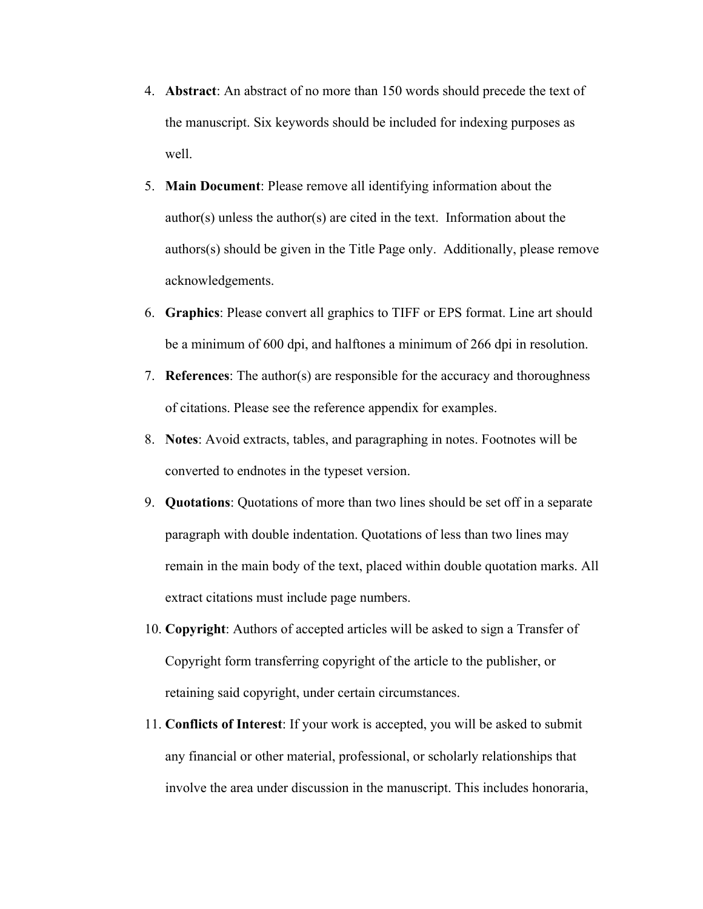4. **Abstract**: An abstract of no more than 150 words should precede the text of the manuscript. Six keywords should be included for indexing purposes as well.
5. **Main Document**: Please remove all identifying information about the author(s) unless the author(s) are cited in the text. Information about the authors(s) should be given in the Title Page only. Additionally, please remove acknowledgements.
6. **Graphics**: Please convert all graphics to TIFF or EPS format. Line art should be a minimum of 600 dpi, and halftones a minimum of 266 dpi in resolution.
7. **References**: The author(s) are responsible for the accuracy and thoroughness of citations. Please see the reference appendix for examples.
8. **Notes**: Avoid extracts, tables, and paragraphing in notes. Footnotes will be converted to endnotes in the typeset version.
9. **Quotations**: Quotations of more than two lines should be set off in a separate paragraph with double indentation. Quotations of less than two lines may remain in the main body of the text, placed within double quotation marks. All extract citations must include page numbers.
10. **Copyright**: Authors of accepted articles will be asked to sign a Transfer of Copyright form transferring copyright of the article to the publisher, or retaining said copyright, under certain circumstances.
11. **Conflicts of Interest**: If your work is accepted, you will be asked to submit any financial or other material, professional, or scholarly relationships that involve the area under discussion in the manuscript. This includes honoraria,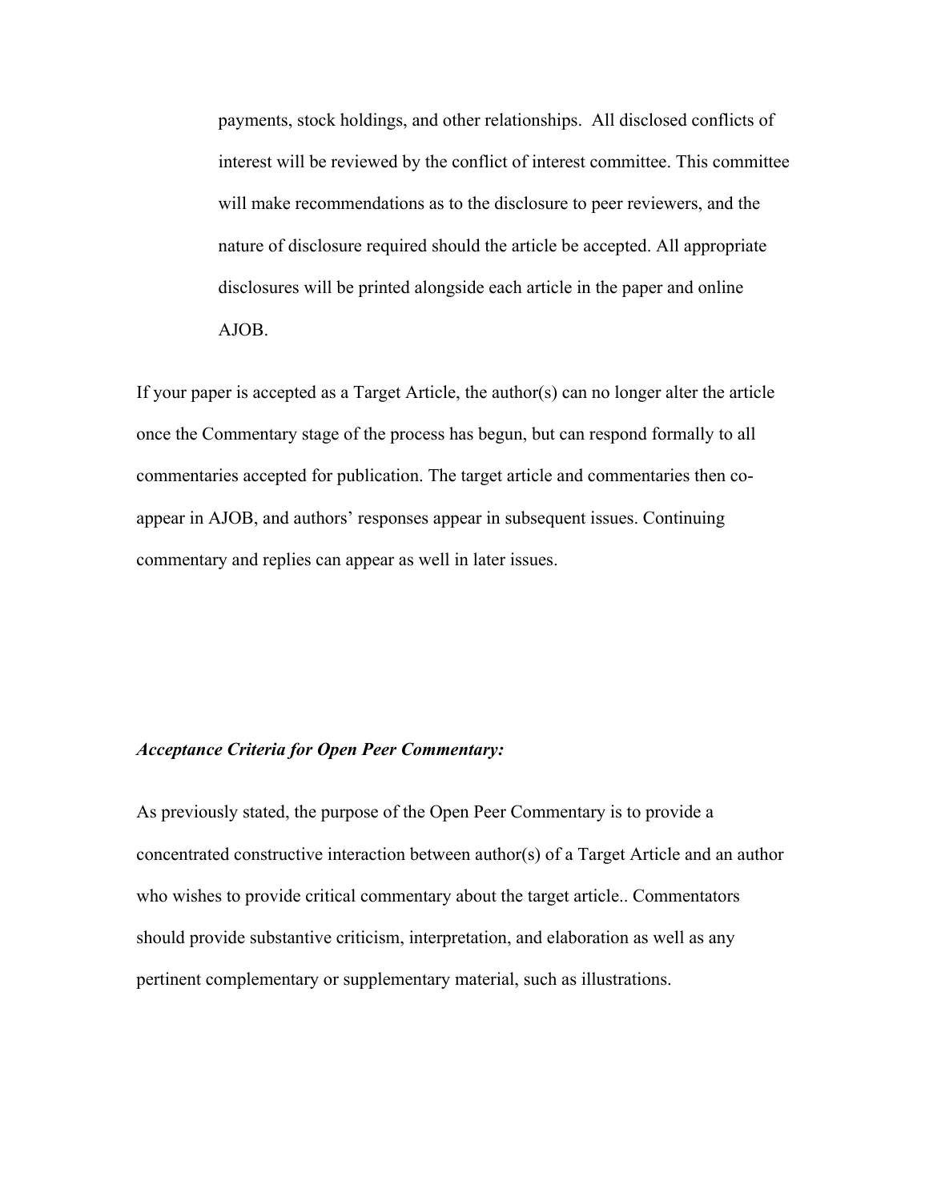payments, stock holdings, and other relationships.  All disclosed conflicts of interest will be reviewed by the conflict of interest committee. This committee will make recommendations as to the disclosure to peer reviewers, and the nature of disclosure required should the article be accepted. All appropriate disclosures will be printed alongside each article in the paper and online AJOB.

If your paper is accepted as a Target Article, the author(s) can no longer alter the article once the Commentary stage of the process has begun, but can respond formally to all commentaries accepted for publication. The target article and commentaries then co-appear in AJOB, and authors' responses appear in subsequent issues. Continuing commentary and replies can appear as well in later issues.

***Acceptance Criteria for Open Peer Commentary:***

As previously stated, the purpose of the Open Peer Commentary is to provide a concentrated constructive interaction between author(s) of a Target Article and an author who wishes to provide critical commentary about the target article.. Commentators should provide substantive criticism, interpretation, and elaboration as well as any pertinent complementary or supplementary material, such as illustrations.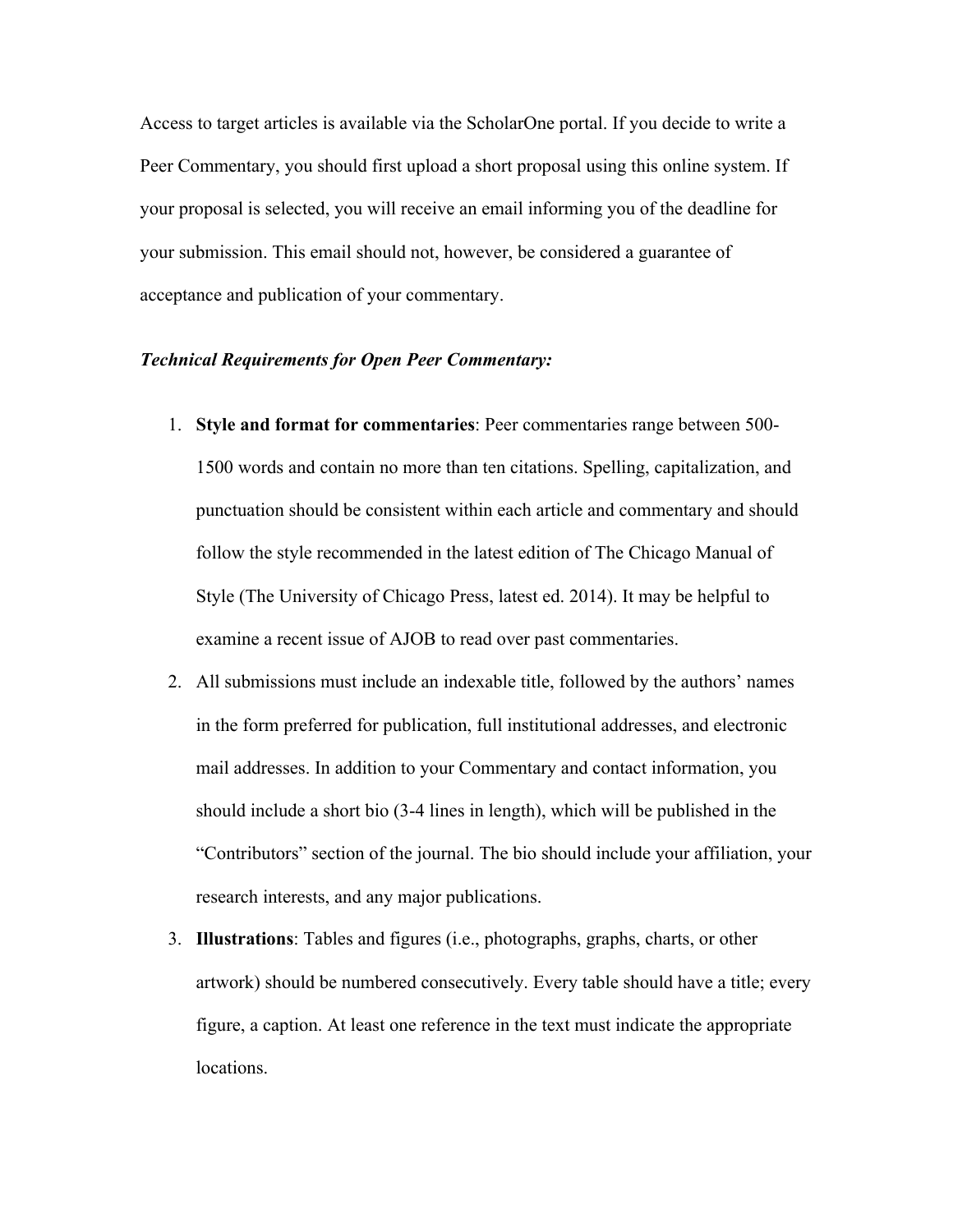Access to target articles is available via the ScholarOne portal. If you decide to write a Peer Commentary, you should first upload a short proposal using this online system. If your proposal is selected, you will receive an email informing you of the deadline for your submission. This email should not, however, be considered a guarantee of acceptance and publication of your commentary.

***Technical Requirements for Open Peer Commentary:***

1. **Style and format for commentaries**: Peer commentaries range between 500-1500 words and contain no more than ten citations. Spelling, capitalization, and punctuation should be consistent within each article and commentary and should follow the style recommended in the latest edition of The Chicago Manual of Style (The University of Chicago Press, latest ed. 2014). It may be helpful to examine a recent issue of AJOB to read over past commentaries.
2. All submissions must include an indexable title, followed by the authors' names in the form preferred for publication, full institutional addresses, and electronic mail addresses. In addition to your Commentary and contact information, you should include a short bio (3-4 lines in length), which will be published in the "Contributors" section of the journal. The bio should include your affiliation, your research interests, and any major publications.
3. **Illustrations**: Tables and figures (i.e., photographs, graphs, charts, or other artwork) should be numbered consecutively. Every table should have a title; every figure, a caption. At least one reference in the text must indicate the appropriate locations.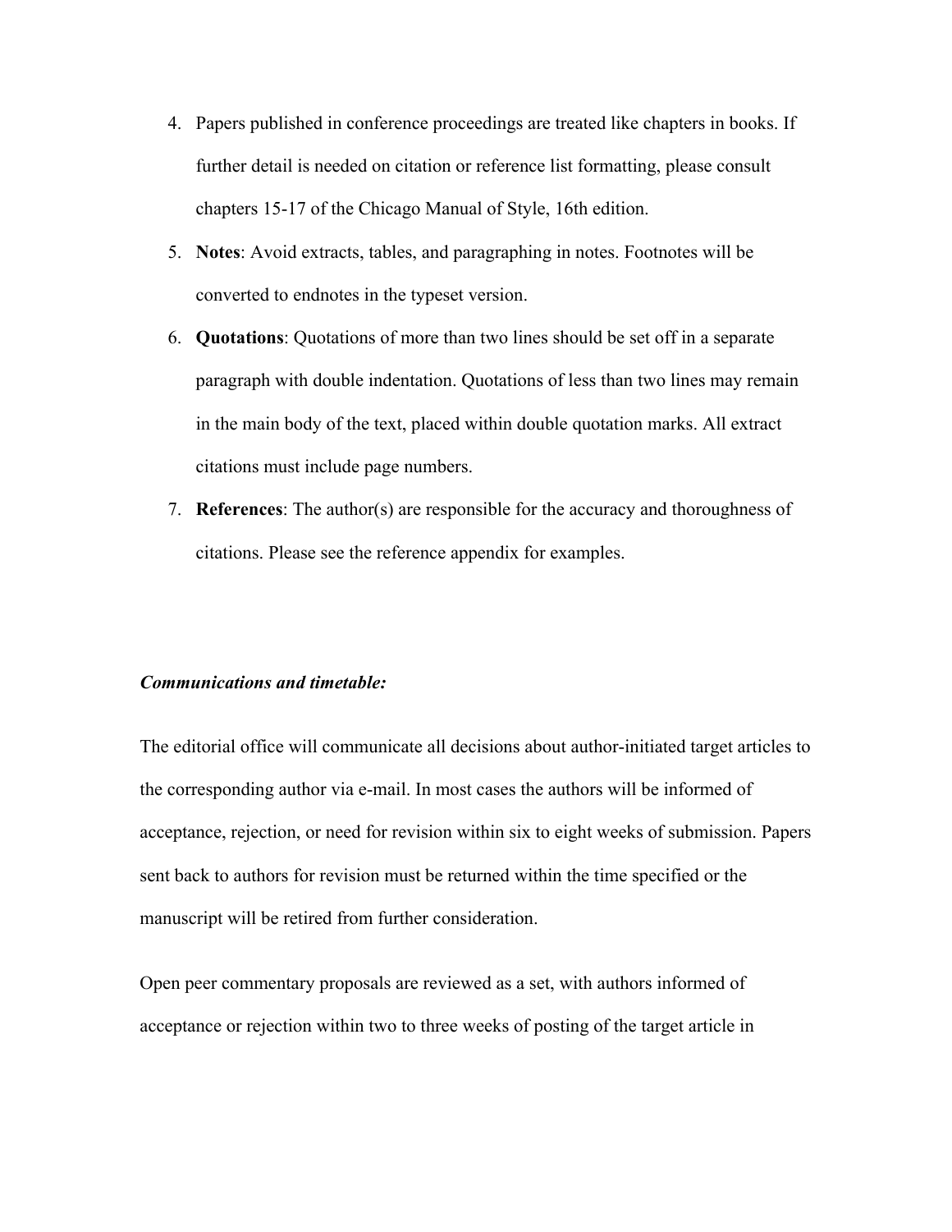4. Papers published in conference proceedings are treated like chapters in books. If further detail is needed on citation or reference list formatting, please consult chapters 15-17 of the Chicago Manual of Style, 16th edition.
5. **Notes**: Avoid extracts, tables, and paragraphing in notes. Footnotes will be converted to endnotes in the typeset version.
6. **Quotations**: Quotations of more than two lines should be set off in a separate paragraph with double indentation. Quotations of less than two lines may remain in the main body of the text, placed within double quotation marks. All extract citations must include page numbers.
7. **References**: The author(s) are responsible for the accuracy and thoroughness of citations. Please see the reference appendix for examples.

***Communications and timetable:***

The editorial office will communicate all decisions about author-initiated target articles to the corresponding author via e-mail. In most cases the authors will be informed of acceptance, rejection, or need for revision within six to eight weeks of submission. Papers sent back to authors for revision must be returned within the time specified or the manuscript will be retired from further consideration.

Open peer commentary proposals are reviewed as a set, with authors informed of acceptance or rejection within two to three weeks of posting of the target article in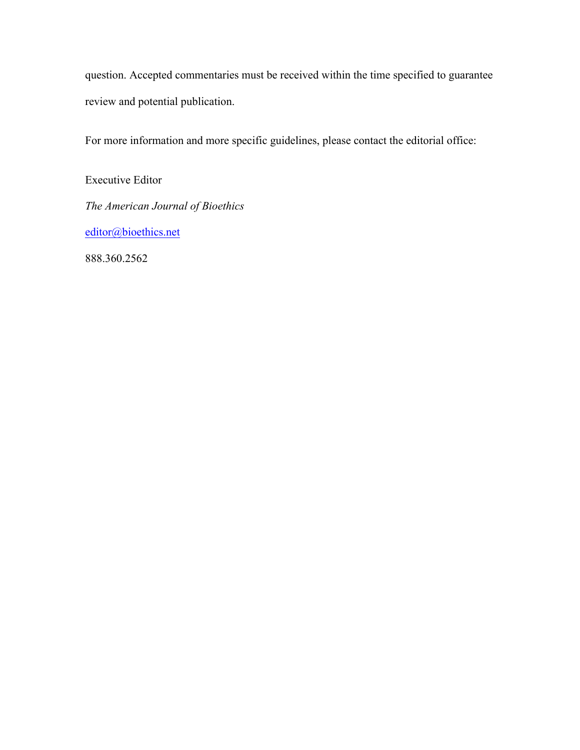question. Accepted commentaries must be received within the time specified to guarantee review and potential publication.

For more information and more specific guidelines, please contact the editorial office:

Executive Editor

*The American Journal of Bioethics*

editor@bioethics.net

888.360.2562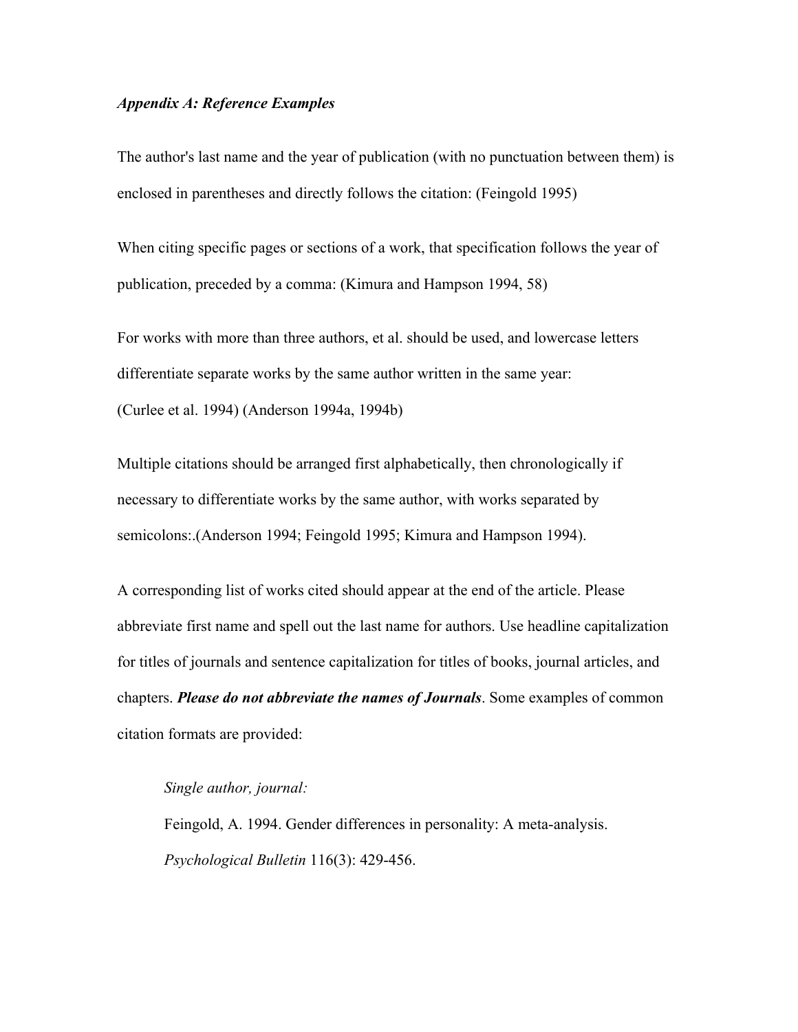***Appendix A: Reference Examples***

The author's last name and the year of publication (with no punctuation between them) is enclosed in parentheses and directly follows the citation: (Feingold 1995)

When citing specific pages or sections of a work, that specification follows the year of publication, preceded by a comma: (Kimura and Hampson 1994, 58)

For works with more than three authors, et al. should be used, and lowercase letters differentiate separate works by the same author written in the same year:
(Curlee et al. 1994) (Anderson 1994a, 1994b)

Multiple citations should be arranged first alphabetically, then chronologically if necessary to differentiate works by the same author, with works separated by semicolons:.(Anderson 1994; Feingold 1995; Kimura and Hampson 1994).

A corresponding list of works cited should appear at the end of the article. Please abbreviate first name and spell out the last name for authors. Use headline capitalization for titles of journals and sentence capitalization for titles of books, journal articles, and chapters. ***Please do not abbreviate the names of Journals***. Some examples of common citation formats are provided:

> *Single author, journal:*
>
> Feingold, A. 1994. Gender differences in personality: A meta-analysis. *Psychological Bulletin* 116(3): 429-456.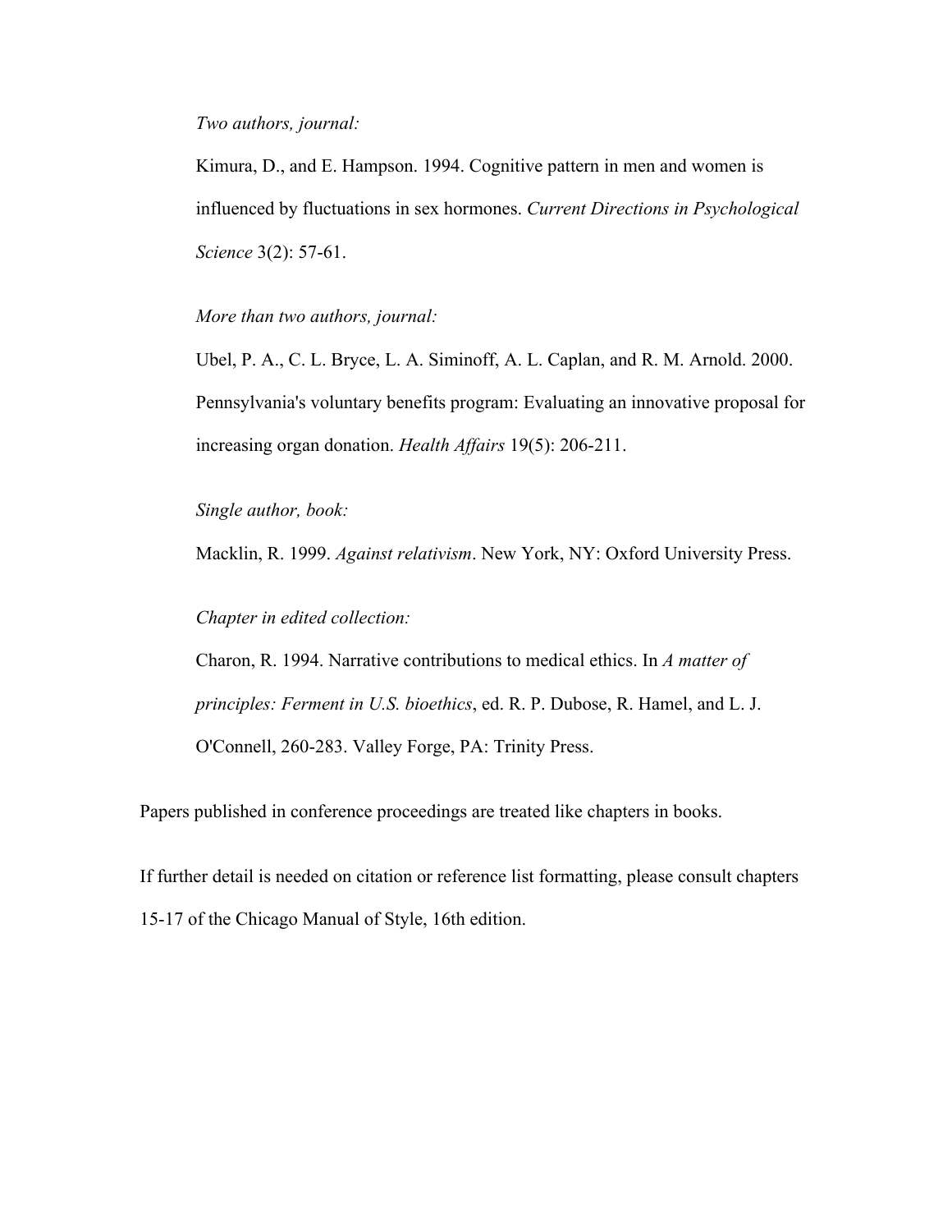*Two authors, journal:*

Kimura, D., and E. Hampson. 1994. Cognitive pattern in men and women is influenced by fluctuations in sex hormones. *Current Directions in Psychological Science* 3(2): 57-61.

*More than two authors, journal:*

Ubel, P. A., C. L. Bryce, L. A. Siminoff, A. L. Caplan, and R. M. Arnold. 2000. Pennsylvania's voluntary benefits program: Evaluating an innovative proposal for increasing organ donation. *Health Affairs* 19(5): 206-211.

*Single author, book:*

Macklin, R. 1999. *Against relativism*. New York, NY: Oxford University Press.

*Chapter in edited collection:*

Charon, R. 1994. Narrative contributions to medical ethics. In *A matter of principles: Ferment in U.S. bioethics*, ed. R. P. Dubose, R. Hamel, and L. J. O'Connell, 260-283. Valley Forge, PA: Trinity Press.

Papers published in conference proceedings are treated like chapters in books.

If further detail is needed on citation or reference list formatting, please consult chapters 15-17 of the Chicago Manual of Style, 16th edition.